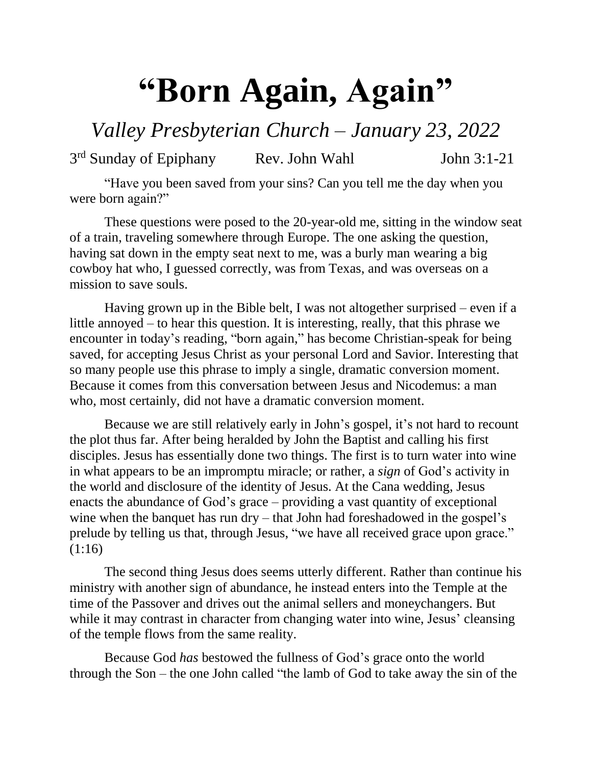# "Born Again, Again"

*Valley Presbyterian Church – January 23, 2022*

3rd Sunday of Epiphany Rev. John Wahl John 3:1-21

"Have you been saved from your sins? Can you tell me the day when you were born again?"

These questions were posed to the 20-year-old me, sitting in the window seat of a train, traveling somewhere through Europe. The one asking the question, having sat down in the empty seat next to me, was a burly man wearing a big cowboy hat who, I guessed correctly, was from Texas, and was overseas on a mission to save souls.

Having grown up in the Bible belt, I was not altogether surprised – even if a little annoyed – to hear this question. It is interesting, really, that this phrase we encounter in today's reading, "born again," has become Christian-speak for being saved, for accepting Jesus Christ as your personal Lord and Savior. Interesting that so many people use this phrase to imply a single, dramatic conversion moment. Because it comes from this conversation between Jesus and Nicodemus: a man who, most certainly, did not have a dramatic conversion moment.

Because we are still relatively early in John's gospel, it's not hard to recount the plot thus far. After being heralded by John the Baptist and calling his first disciples. Jesus has essentially done two things. The first is to turn water into wine in what appears to be an impromptu miracle; or rather, a *sign* of God's activity in the world and disclosure of the identity of Jesus. At the Cana wedding, Jesus enacts the abundance of God's grace – providing a vast quantity of exceptional wine when the banquet has run dry – that John had foreshadowed in the gospel's prelude by telling us that, through Jesus, "we have all received grace upon grace." (1:16)

The second thing Jesus does seems utterly different. Rather than continue his ministry with another sign of abundance, he instead enters into the Temple at the time of the Passover and drives out the animal sellers and moneychangers. But while it may contrast in character from changing water into wine, Jesus' cleansing of the temple flows from the same reality.

Because God *has* bestowed the fullness of God's grace onto the world through the Son – the one John called "the lamb of God to take away the sin of the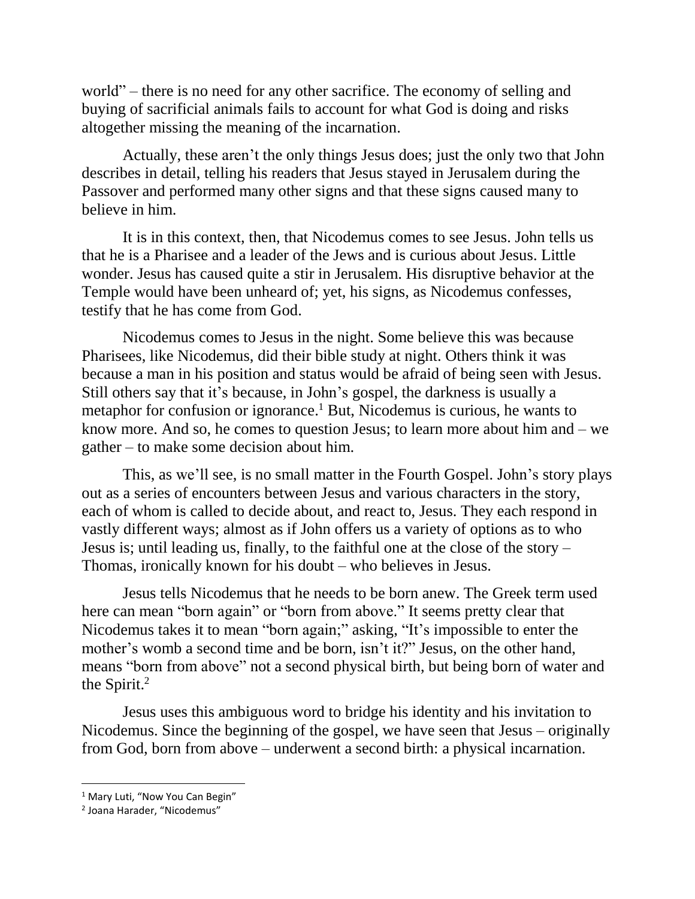world" – there is no need for any other sacrifice. The economy of selling and buying of sacrificial animals fails to account for what God is doing and risks altogether missing the meaning of the incarnation.

Actually, these aren't the only things Jesus does; just the only two that John describes in detail, telling his readers that Jesus stayed in Jerusalem during the Passover and performed many other signs and that these signs caused many to believe in him.

It is in this context, then, that Nicodemus comes to see Jesus. John tells us that he is a Pharisee and a leader of the Jews and is curious about Jesus. Little wonder. Jesus has caused quite a stir in Jerusalem. His disruptive behavior at the Temple would have been unheard of; yet, his signs, as Nicodemus confesses, testify that he has come from God.

Nicodemus comes to Jesus in the night. Some believe this was because Pharisees, like Nicodemus, did their bible study at night. Others think it was because a man in his position and status would be afraid of being seen with Jesus. Still others say that it's because, in John's gospel, the darkness is usually a metaphor for confusion or ignorance.[1] But, Nicodemus is curious, he wants to know more. And so, he comes to question Jesus; to learn more about him and – we gather – to make some decision about him.

This, as we'll see, is no small matter in the Fourth Gospel. John's story plays out as a series of encounters between Jesus and various characters in the story, each of whom is called to decide about, and react to, Jesus. They each respond in vastly different ways; almost as if John offers us a variety of options as to who Jesus is; until leading us, finally, to the faithful one at the close of the story – Thomas, ironically known for his doubt – who believes in Jesus.

Jesus tells Nicodemus that he needs to be born anew. The Greek term used here can mean "born again" or "born from above." It seems pretty clear that Nicodemus takes it to mean "born again;" asking, "It's impossible to enter the mother's womb a second time and be born, isn't it?" Jesus, on the other hand, means "born from above" not a second physical birth, but being born of water and the Spirit.[2]

Jesus uses this ambiguous word to bridge his identity and his invitation to Nicodemus. Since the beginning of the gospel, we have seen that Jesus – originally from God, born from above – underwent a second birth: a physical incarnation.

---

[1] Mary Luti, "Now You Can Begin"

[2] Joana Harader, "Nicodemus"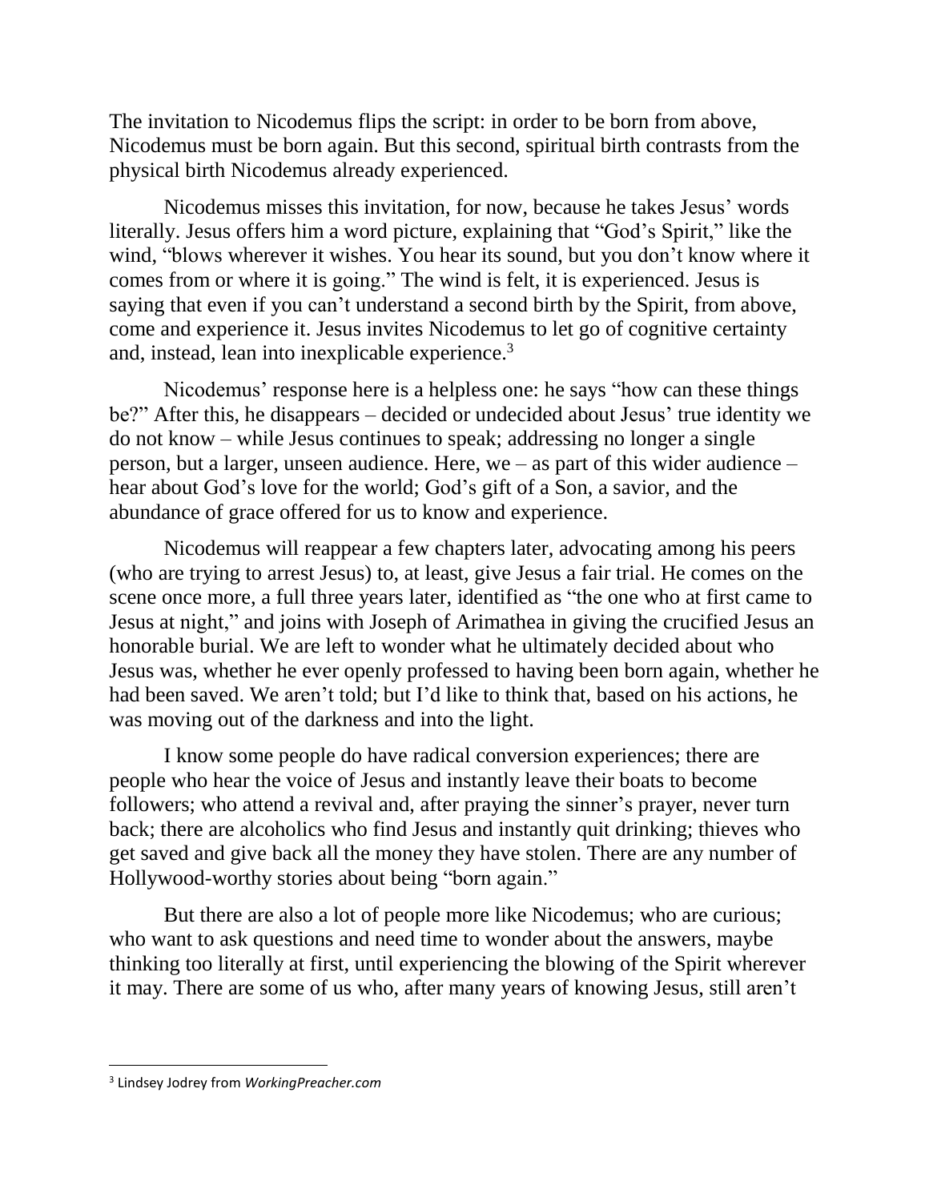The invitation to Nicodemus flips the script: in order to be born from above, Nicodemus must be born again. But this second, spiritual birth contrasts from the physical birth Nicodemus already experienced.

Nicodemus misses this invitation, for now, because he takes Jesus' words literally. Jesus offers him a word picture, explaining that "God's Spirit," like the wind, "blows wherever it wishes. You hear its sound, but you don't know where it comes from or where it is going." The wind is felt, it is experienced. Jesus is saying that even if you can't understand a second birth by the Spirit, from above, come and experience it. Jesus invites Nicodemus to let go of cognitive certainty and, instead, lean into inexplicable experience.[3]

Nicodemus' response here is a helpless one: he says "how can these things be?" After this, he disappears – decided or undecided about Jesus' true identity we do not know – while Jesus continues to speak; addressing no longer a single person, but a larger, unseen audience. Here, we – as part of this wider audience – hear about God's love for the world; God's gift of a Son, a savior, and the abundance of grace offered for us to know and experience.

Nicodemus will reappear a few chapters later, advocating among his peers (who are trying to arrest Jesus) to, at least, give Jesus a fair trial. He comes on the scene once more, a full three years later, identified as "the one who at first came to Jesus at night," and joins with Joseph of Arimathea in giving the crucified Jesus an honorable burial. We are left to wonder what he ultimately decided about who Jesus was, whether he ever openly professed to having been born again, whether he had been saved. We aren't told; but I'd like to think that, based on his actions, he was moving out of the darkness and into the light.

I know some people do have radical conversion experiences; there are people who hear the voice of Jesus and instantly leave their boats to become followers; who attend a revival and, after praying the sinner's prayer, never turn back; there are alcoholics who find Jesus and instantly quit drinking; thieves who get saved and give back all the money they have stolen. There are any number of Hollywood-worthy stories about being "born again."

But there are also a lot of people more like Nicodemus; who are curious; who want to ask questions and need time to wonder about the answers, maybe thinking too literally at first, until experiencing the blowing of the Spirit wherever it may. There are some of us who, after many years of knowing Jesus, still aren't

---

[3] Lindsey Jodrey from *WorkingPreacher.com*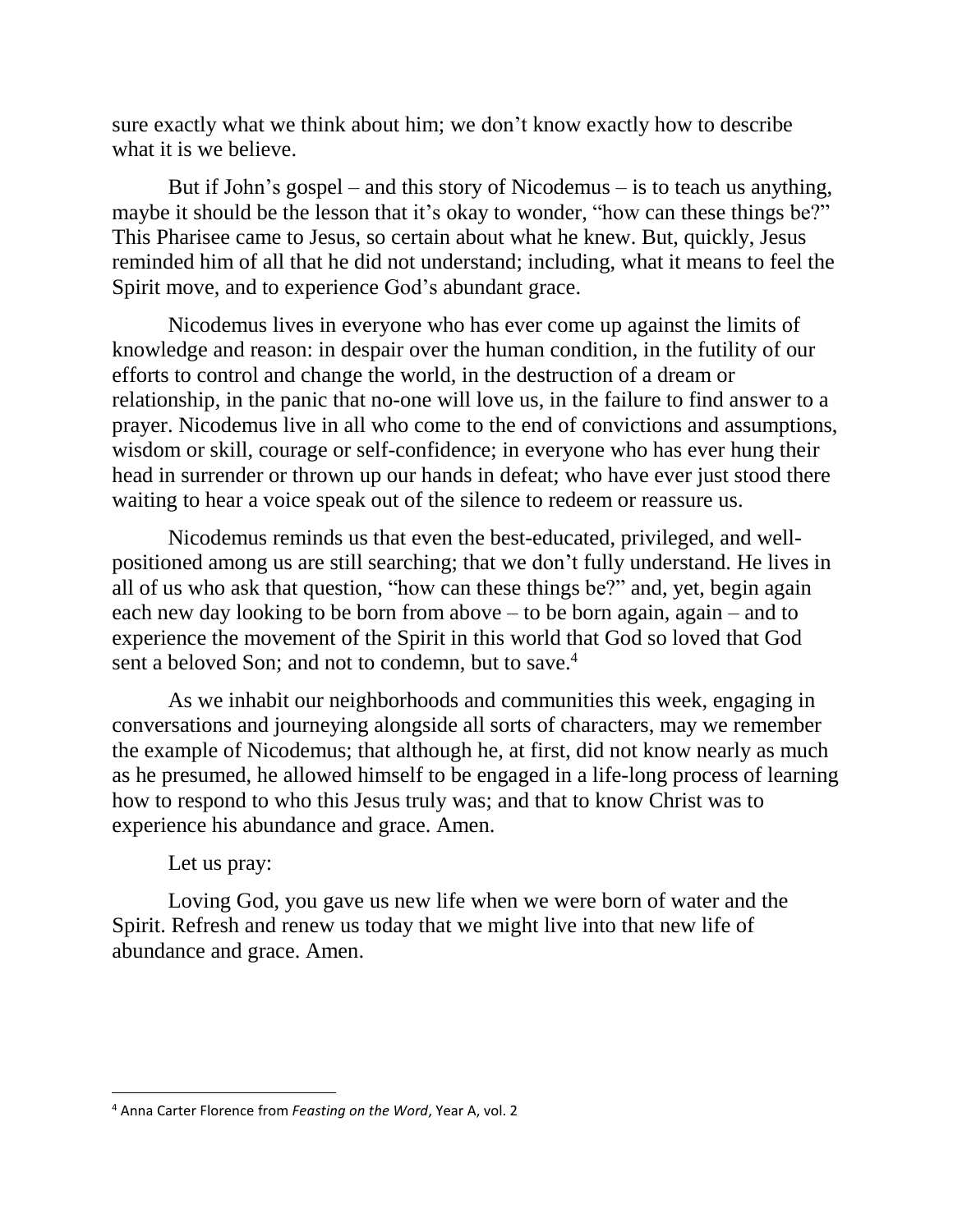sure exactly what we think about him; we don't know exactly how to describe what it is we believe.

But if John's gospel – and this story of Nicodemus – is to teach us anything, maybe it should be the lesson that it's okay to wonder, "how can these things be?" This Pharisee came to Jesus, so certain about what he knew. But, quickly, Jesus reminded him of all that he did not understand; including, what it means to feel the Spirit move, and to experience God's abundant grace.

Nicodemus lives in everyone who has ever come up against the limits of knowledge and reason: in despair over the human condition, in the futility of our efforts to control and change the world, in the destruction of a dream or relationship, in the panic that no-one will love us, in the failure to find answer to a prayer. Nicodemus live in all who come to the end of convictions and assumptions, wisdom or skill, courage or self-confidence; in everyone who has ever hung their head in surrender or thrown up our hands in defeat; who have ever just stood there waiting to hear a voice speak out of the silence to redeem or reassure us.

Nicodemus reminds us that even the best-educated, privileged, and well-positioned among us are still searching; that we don't fully understand. He lives in all of us who ask that question, "how can these things be?" and, yet, begin again each new day looking to be born from above – to be born again, again – and to experience the movement of the Spirit in this world that God so loved that God sent a beloved Son; and not to condemn, but to save.[4]

As we inhabit our neighborhoods and communities this week, engaging in conversations and journeying alongside all sorts of characters, may we remember the example of Nicodemus; that although he, at first, did not know nearly as much as he presumed, he allowed himself to be engaged in a life-long process of learning how to respond to who this Jesus truly was; and that to know Christ was to experience his abundance and grace. Amen.

Let us pray:

Loving God, you gave us new life when we were born of water and the Spirit. Refresh and renew us today that we might live into that new life of abundance and grace. Amen.

---

[4] Anna Carter Florence from *Feasting on the Word*, Year A, vol. 2